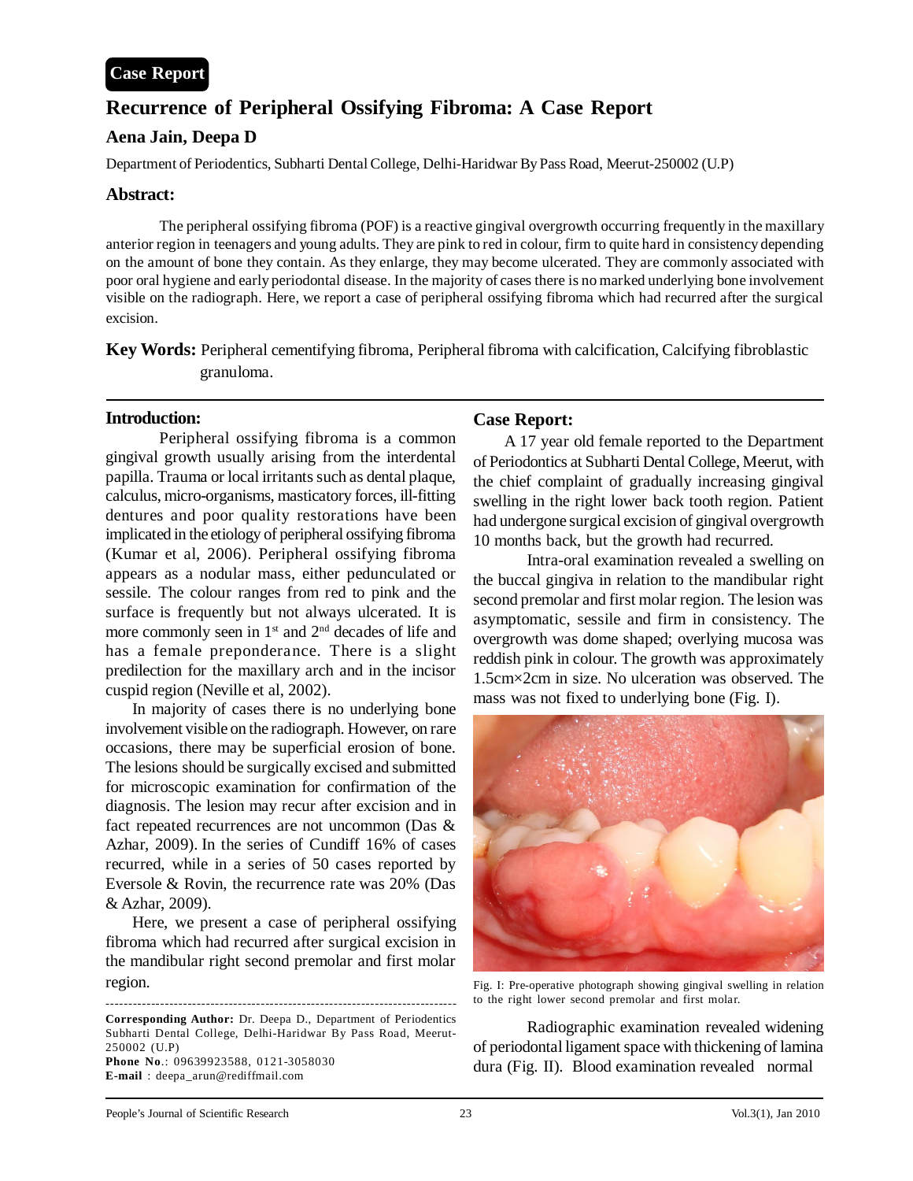**Case Report**

# Recurrence of Peripheral Ossifying Fibroma: A Case Report

### Aena Jain, Deepa D

Department of Periodentics, Subharti Dental College, Delhi-Haridwar By Pass Road, Meerut-250002 (U.P)

## Abstract:

The peripheral ossifying fibroma (POF) is a reactive gingival overgrowth occurring frequently in the maxillary anterior region in teenagers and young adults. They are pink to red in colour, firm to quite hard in consistency depending on the amount of bone they contain. As they enlarge, they may become ulcerated. They are commonly associated with poor oral hygiene and early periodontal disease. In the majority of cases there is no marked underlying bone involvement visible on the radiograph. Here, we report a case of peripheral ossifying fibroma which had recurred after the surgical excision.

**Key Words:** Peripheral cementifying fibroma, Peripheral fibroma with calcification, Calcifying fibroblastic granuloma.

## Introduction:

Peripheral ossifying fibroma is a common gingival growth usually arising from the interdental papilla. Trauma or local irritants such as dental plaque, calculus, micro-organisms, masticatory forces, ill-fitting dentures and poor quality restorations have been implicated in the etiology of peripheral ossifying fibroma (Kumar et al, 2006). Peripheral ossifying fibroma appears as a nodular mass, either pedunculated or sessile. The colour ranges from red to pink and the surface is frequently but not always ulcerated. It is more commonly seen in 1st and 2nd decades of life and has a female preponderance. There is a slight predilection for the maxillary arch and in the incisor cuspid region (Neville et al, 2002).

In majority of cases there is no underlying bone involvement visible on the radiograph. However, on rare occasions, there may be superficial erosion of bone. The lesions should be surgically excised and submitted for microscopic examination for confirmation of the diagnosis. The lesion may recur after excision and in fact repeated recurrences are not uncommon (Das & Azhar, 2009). In the series of Cundiff 16% of cases recurred, while in a series of 50 cases reported by Eversole & Rovin, the recurrence rate was 20% (Das & Azhar, 2009).

Here, we present a case of peripheral ossifying fibroma which had recurred after surgical excision in the mandibular right second premolar and first molar region.

---

**Corresponding Author:** Dr. Deepa D., Department of Periodentics Subharti Dental College, Delhi-Haridwar By Pass Road, Meerut-250002 (U.P)
**Phone No**.: 09639923588, 0121-3058030
**E-mail** : deepa_arun@rediffmail.com

## Case Report:

A 17 year old female reported to the Department of Periodontics at Subharti Dental College, Meerut, with the chief complaint of gradually increasing gingival swelling in the right lower back tooth region. Patient had undergone surgical excision of gingival overgrowth 10 months back, but the growth had recurred.

Intra-oral examination revealed a swelling on the buccal gingiva in relation to the mandibular right second premolar and first molar region. The lesion was asymptomatic, sessile and firm in consistency. The overgrowth was dome shaped; overlying mucosa was reddish pink in colour. The growth was approximately 1.5cm×2cm in size. No ulceration was observed. The mass was not fixed to underlying bone (Fig. I).

Fig. I: Pre-operative photograph showing gingival swelling in relation to the right lower second premolar and first molar.

Radiographic examination revealed widening of periodontal ligament space with thickening of lamina dura (Fig. II). Blood examination revealed normal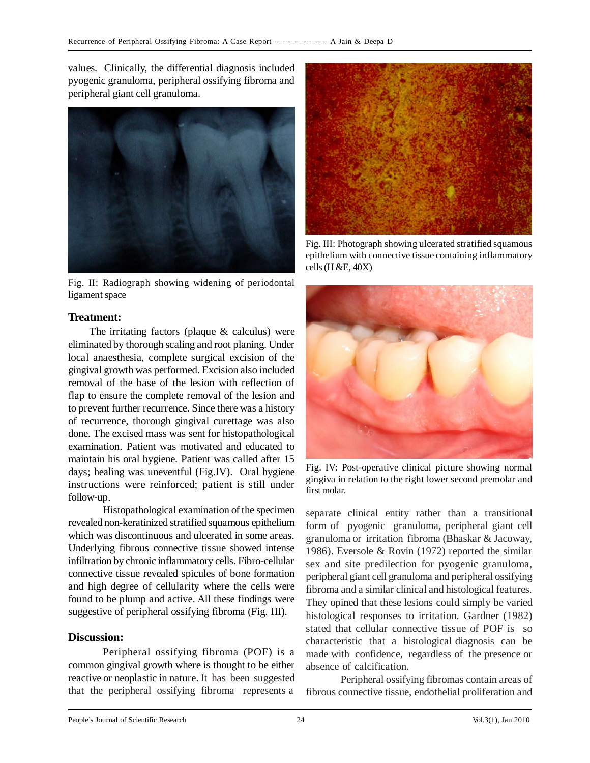values. Clinically, the differential diagnosis included pyogenic granuloma, peripheral ossifying fibroma and peripheral giant cell granuloma.

Fig. II: Radiograph showing widening of periodontal ligament space

### Treatment:

The irritating factors (plaque & calculus) were eliminated by thorough scaling and root planing. Under local anaesthesia, complete surgical excision of the gingival growth was performed. Excision also included removal of the base of the lesion with reflection of flap to ensure the complete removal of the lesion and to prevent further recurrence. Since there was a history of recurrence, thorough gingival curettage was also done. The excised mass was sent for histopathological examination. Patient was motivated and educated to maintain his oral hygiene. Patient was called after 15 days; healing was uneventful (Fig.IV). Oral hygiene instructions were reinforced; patient is still under follow-up.

Histopathological examination of the specimen revealed non-keratinized stratified squamous epithelium which was discontinuous and ulcerated in some areas. Underlying fibrous connective tissue showed intense infiltration by chronic inflammatory cells. Fibro-cellular connective tissue revealed spicules of bone formation and high degree of cellularity where the cells were found to be plump and active. All these findings were suggestive of peripheral ossifying fibroma (Fig. III).

Fig. III: Photograph showing ulcerated stratified squamous epithelium with connective tissue containing inflammatory cells (H &E, 40X)

Fig. IV: Post-operative clinical picture showing normal gingiva in relation to the right lower second premolar and first molar.

### Discussion:

Peripheral ossifying fibroma (POF) is a common gingival growth where is thought to be either reactive or neoplastic in nature. It has been suggested that the peripheral ossifying fibroma represents a separate clinical entity rather than a transitional form of pyogenic granuloma, peripheral giant cell granuloma or irritation fibroma (Bhaskar & Jacoway, 1986). Eversole & Rovin (1972) reported the similar sex and site predilection for pyogenic granuloma, peripheral giant cell granuloma and peripheral ossifying fibroma and a similar clinical and histological features. They opined that these lesions could simply be varied histological responses to irritation. Gardner (1982) stated that cellular connective tissue of POF is so characteristic that a histological diagnosis can be made with confidence, regardless of the presence or absence of calcification.

Peripheral ossifying fibromas contain areas of fibrous connective tissue, endothelial proliferation and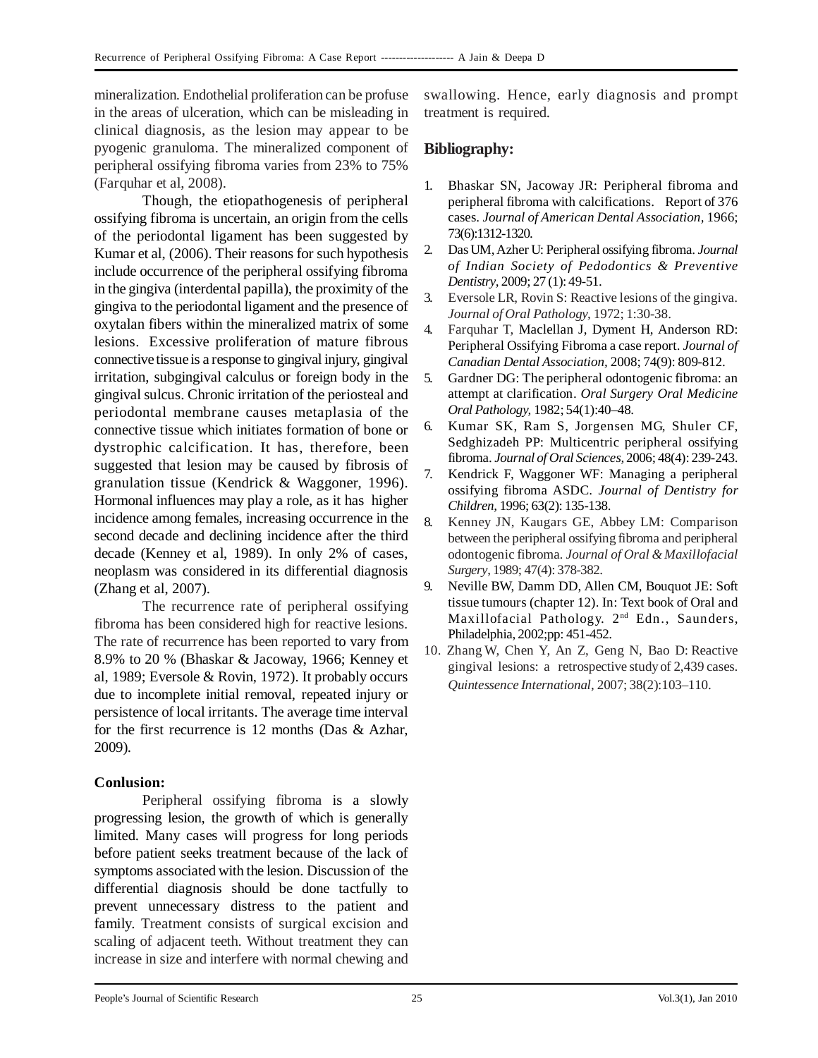mineralization. Endothelial proliferation can be profuse in the areas of ulceration, which can be misleading in clinical diagnosis, as the lesion may appear to be pyogenic granuloma. The mineralized component of peripheral ossifying fibroma varies from 23% to 75% (Farquhar et al, 2008).

Though, the etiopathogenesis of peripheral ossifying fibroma is uncertain, an origin from the cells of the periodontal ligament has been suggested by Kumar et al, (2006). Their reasons for such hypothesis include occurrence of the peripheral ossifying fibroma in the gingiva (interdental papilla), the proximity of the gingiva to the periodontal ligament and the presence of oxytalan fibers within the mineralized matrix of some lesions. Excessive proliferation of mature fibrous connective tissue is a response to gingival injury, gingival irritation, subgingival calculus or foreign body in the gingival sulcus. Chronic irritation of the periosteal and periodontal membrane causes metaplasia of the connective tissue which initiates formation of bone or dystrophic calcification. It has, therefore, been suggested that lesion may be caused by fibrosis of granulation tissue (Kendrick & Waggoner, 1996). Hormonal influences may play a role, as it has higher incidence among females, increasing occurrence in the second decade and declining incidence after the third decade (Kenney et al, 1989). In only 2% of cases, neoplasm was considered in its differential diagnosis (Zhang et al, 2007).

The recurrence rate of peripheral ossifying fibroma has been considered high for reactive lesions. The rate of recurrence has been reported to vary from 8.9% to 20 % (Bhaskar & Jacoway, 1966; Kenney et al, 1989; Eversole & Rovin, 1972). It probably occurs due to incomplete initial removal, repeated injury or persistence of local irritants. The average time interval for the first recurrence is 12 months (Das & Azhar, 2009).

## Conlusion:

Peripheral ossifying fibroma is a slowly progressing lesion, the growth of which is generally limited. Many cases will progress for long periods before patient seeks treatment because of the lack of symptoms associated with the lesion. Discussion of the differential diagnosis should be done tactfully to prevent unnecessary distress to the patient and family. Treatment consists of surgical excision and scaling of adjacent teeth. Without treatment they can increase in size and interfere with normal chewing and swallowing. Hence, early diagnosis and prompt treatment is required.

## Bibliography:

1. Bhaskar SN, Jacoway JR: Peripheral fibroma and peripheral fibroma with calcifications. Report of 376 cases. *Journal of American Dental Association,* 1966; 73(6):1312-1320.
2. Das UM, Azher U: Peripheral ossifying fibroma. *Journal of Indian Society of Pedodontics & Preventive Dentistry,* 2009; 27 (1): 49-51.
3. Eversole LR, Rovin S: Reactive lesions of the gingiva. *Journal of Oral Pathology,* 1972; 1:30-38.
4. Farquhar T, Maclellan J, Dyment H, Anderson RD: Peripheral Ossifying Fibroma a case report. *Journal of Canadian Dental Association,* 2008; 74(9): 809-812.
5. Gardner DG: The peripheral odontogenic fibroma: an attempt at clarification. *Oral Surgery Oral Medicine Oral Pathology,* 1982; 54(1):40–48.
6. Kumar SK, Ram S, Jorgensen MG, Shuler CF, Sedghizadeh PP: Multicentric peripheral ossifying fibroma. *Journal of Oral Sciences,* 2006; 48(4): 239-243.
7. Kendrick F, Waggoner WF: Managing a peripheral ossifying fibroma ASDC. *Journal of Dentistry for Children,* 1996; 63(2): 135-138.
8. Kenney JN, Kaugars GE, Abbey LM: Comparison between the peripheral ossifying fibroma and peripheral odontogenic fibroma. *Journal of Oral & Maxillofacial Surgery,* 1989; 47(4): 378-382.
9. Neville BW, Damm DD, Allen CM, Bouquot JE: Soft tissue tumours (chapter 12). In: Text book of Oral and Maxillofacial Pathology. 2nd Edn., Saunders, Philadelphia, 2002;pp: 451-452.
10. Zhang W, Chen Y, An Z, Geng N, Bao D: Reactive gingival lesions: a retrospective study of 2,439 cases. *Quintessence International,* 2007; 38(2):103–110.